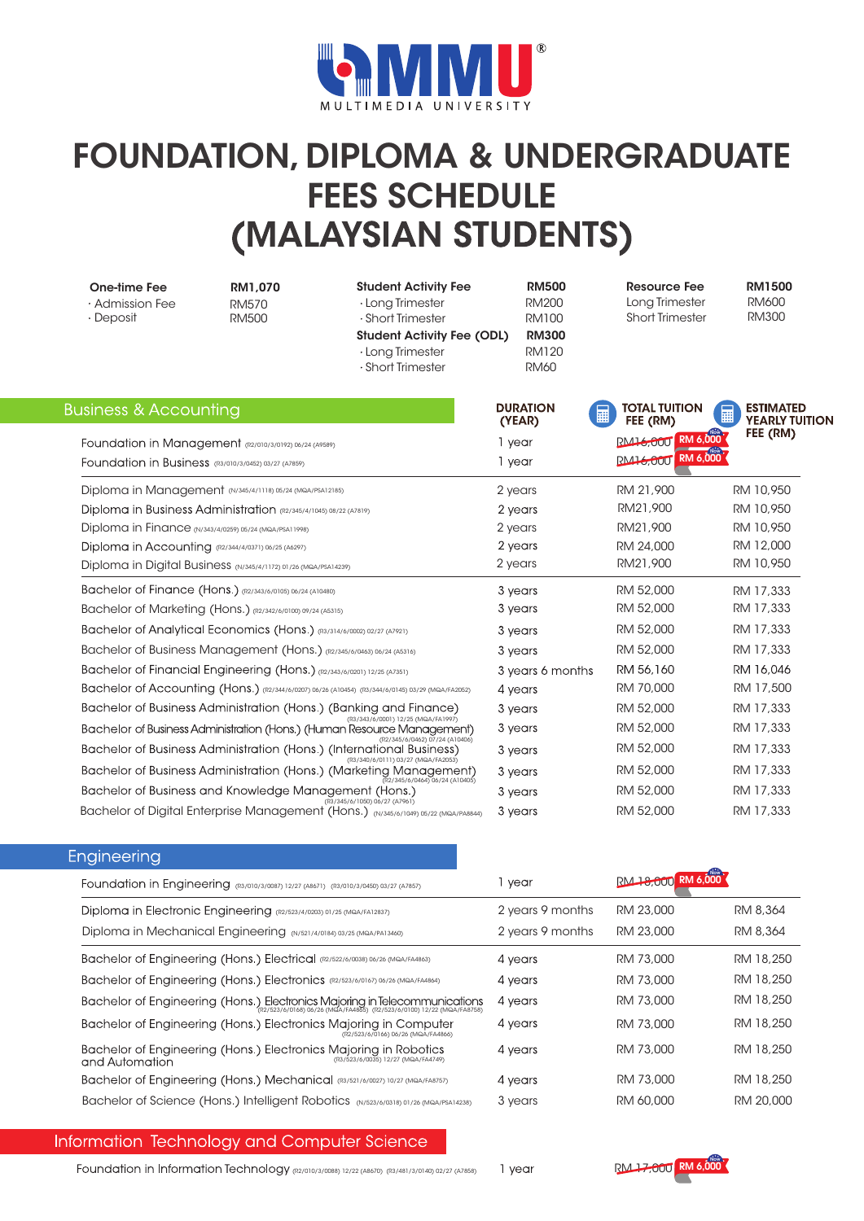MULTIMEDIA UNIVERSITY

# FOUNDATION, DIPLOMA & UNDERGRADUATE FEES SCHEDULE (MALAYSIAN STUDENTS)

| One-time Fee | RM1,070 | Student Activity Fee | RM500 | Resource Fee | RM1500 |
|---|---|---|---|---|---|
| · Admission Fee | RM570 | · Long Trimester | RM200 | Long Trimester | RM600 |
| · Deposit | RM500 | · Short Trimester | RM100 | Short Trimester | RM300 |
| | | **Student Activity Fee (ODL)** | **RM300** | | |
| | | · Long Trimester | RM120 | | |
| | | · Short Trimester | RM60 | | |

## Business & Accounting

| Programme | DURATION (YEAR) | TOTAL TUITION FEE (RM) | ESTIMATED YEARLY TUITION FEE (RM) |
|---|---|---|---|
| Foundation in Management (R2/010/3/0192) 06/24 (A9589) | 1 year | ~~RM16,000~~ Now RM 6,000 | |
| Foundation in Business (R3/010/3/0452) 03/27 (A7859) | 1 year | ~~RM16,000~~ Now RM 6,000 | |
| Diploma in Management (N/345/4/1118) 05/24 (MQA/PSA12185) | 2 years | RM 21,900 | RM 10,950 |
| Diploma in Business Administration (R2/345/4/1045) 08/22 (A7819) | 2 years | RM21,900 | RM 10,950 |
| Diploma in Finance (N/343/4/0259) 05/24 (MQA/PSA11998) | 2 years | RM21,900 | RM 10,950 |
| Diploma in Accounting (R2/344/4/0371) 06/25 (A6297) | 2 years | RM 24,000 | RM 12,000 |
| Diploma in Digital Business (N/345/4/1172) 01/26 (MQA/PSA14239) | 2 years | RM21,900 | RM 10,950 |
| Bachelor of Finance (Hons.) (R2/343/6/0105) 06/24 (A10480) | 3 years | RM 52,000 | RM 17,333 |
| Bachelor of Marketing (Hons.) (R2/342/6/0100) 09/24 (A6315) | 3 years | RM 52,000 | RM 17,333 |
| Bachelor of Analytical Economics (Hons.) (R3/314/6/0002) 02/27 (A7921) | 3 years | RM 52,000 | RM 17,333 |
| Bachelor of Business Management (Hons.) (R2/345/6/0463) 06/24 (A5316) | 3 years | RM 52,000 | RM 17,333 |
| Bachelor of Financial Engineering (Hons.) (R2/343/6/0201) 12/25 (A7351) | 3 years 6 months | RM 56,160 | RM 16,046 |
| Bachelor of Accounting (Hons.) (R2/344/6/0207) 06/26 (A10454) (R3/344/6/0145) 03/29 (MQA/FA2052) | 4 years | RM 70,000 | RM 17,500 |
| Bachelor of Business Administration (Hons.) (Banking and Finance) (R3/343/6/0001) 12/25 (MQA/FA1997) | 3 years | RM 52,000 | RM 17,333 |
| Bachelor of Business Administration (Hons.) (Human Resource Management) (R2/345/6/0462) 07/24 (A10406) | 3 years | RM 52,000 | RM 17,333 |
| Bachelor of Business Administration (Hons.) (International Business) (R3/340/6/0111) 03/27 (MQA/FA2053) | 3 years | RM 52,000 | RM 17,333 |
| Bachelor of Business Administration (Hons.) (Marketing Management) (R2/345/6/0464) 06/24 (A10405) | 3 years | RM 52,000 | RM 17,333 |
| Bachelor of Business and Knowledge Management (Hons.) (R3/345/6/1050) 06/27 (A7961) | 3 years | RM 52,000 | RM 17,333 |
| Bachelor of Digital Enterprise Management (Hons.) (N/345/6/1049) 05/22 (MQA/PA8844) | 3 years | RM 52,000 | RM 17,333 |

## Engineering

| Programme | DURATION (YEAR) | TOTAL TUITION FEE (RM) | ESTIMATED YEARLY TUITION FEE (RM) |
|---|---|---|---|
| Foundation in Engineering (R3/010/3/0087) 12/27 (A8671) (R3/010/3/0450) 03/27 (A7857) | 1 year | ~~RM 18,000~~ Now RM 6,000 | |
| Diploma in Electronic Engineering (R2/523/4/0203) 01/25 (MQA/FA12837) | 2 years 9 months | RM 23,000 | RM 8,364 |
| Diploma in Mechanical Engineering (N/521/4/0184) 03/25 (MQA/FA13460) | 2 years 9 months | RM 23,000 | RM 8,364 |
| Bachelor of Engineering (Hons.) Electrical (R2/522/6/0038) 06/26 (MQA/FA4863) | 4 years | RM 73,000 | RM 18,250 |
| Bachelor of Engineering (Hons.) Electronics (R2/523/6/0167) 06/26 (MQA/FA4864) | 4 years | RM 73,000 | RM 18,250 |
| Bachelor of Engineering (Hons.) Electronics Majoring in Telecommunications (R2/523/6/0168) 06/26 (MQA/FA4865) (R2/523/6/0100) 12/22 (MQA/FA8758) | 4 years | RM 73,000 | RM 18,250 |
| Bachelor of Engineering (Hons.) Electronics Majoring in Computer (R2/523/6/0166) 06/26 (MQA/FA4866) | 4 years | RM 73,000 | RM 18,250 |
| Bachelor of Engineering (Hons.) Electronics Majoring in Robotics and Automation (R3/523/6/0035) 12/27 (MQA/FA4749) | 4 years | RM 73,000 | RM 18,250 |
| Bachelor of Engineering (Hons.) Mechanical (R3/521/6/0027) 10/27 (MQA/FA8757) | 4 years | RM 73,000 | RM 18,250 |
| Bachelor of Science (Hons.) Intelligent Robotics (N/523/6/0318) 01/26 (MQA/PSA14238) | 3 years | RM 60,000 | RM 20,000 |

## Information Technology and Computer Science

| Programme | DURATION (YEAR) | TOTAL TUITION FEE (RM) | ESTIMATED YEARLY TUITION FEE (RM) |
|---|---|---|---|
| Foundation in Information Technology (R2/010/3/0088) 12/22 (A8670) (R3/481/3/0140) 02/27 (A7858) | 1 year | ~~RM 17,000~~ Now RM 6,000 | |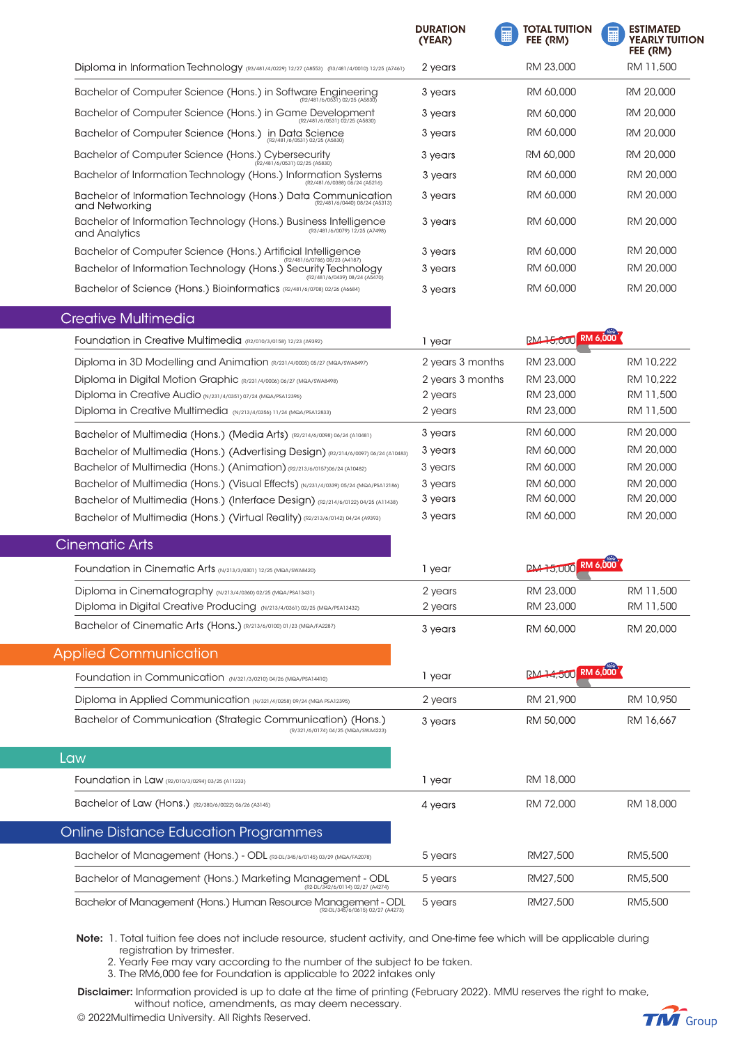| | DURATION (YEAR) | TOTAL TUITION FEE (RM) | ESTIMATED YEARLY TUITION FEE (RM) |
|---|---|---|---|
| Diploma in Information Technology (R3/481/4/0229) 12/27 (A8553) (R3/481/4/0010) 12/25 (A7461) | 2 years | RM 23,000 | RM 11,500 |
| Bachelor of Computer Science (Hons.) in Software Engineering (R2/481/6/0531) 02/25 (A5830) | 3 years | RM 60,000 | RM 20,000 |
| Bachelor of Computer Science (Hons.) in Game Development (R2/481/6/0531) 02/25 (A5830) | 3 years | RM 60,000 | RM 20,000 |
| Bachelor of Computer Science (Hons.) in Data Science (R2/481/6/0531) 02/25 (A5830) | 3 years | RM 60,000 | RM 20,000 |
| Bachelor of Computer Science (Hons.) Cybersecurity (R2/481/6/0531) 02/25 (A5830) | 3 years | RM 60,000 | RM 20,000 |
| Bachelor of Information Technology (Hons.) Information Systems (R2/481/6/0388) 06/24 (A5216) | 3 years | RM 60,000 | RM 20,000 |
| Bachelor of Information Technology (Hons.) Data Communication and Networking (R2/481/6/0440) 08/24 (A5313) | 3 years | RM 60,000 | RM 20,000 |
| Bachelor of Information Technology (Hons.) Business Intelligence and Analytics (R3/481/6/0079) 12/25 (A7498) | 3 years | RM 60,000 | RM 20,000 |
| Bachelor of Computer Science (Hons.) Artificial Intelligence (R2/481/6/0786) 08/23 (A4187) | 3 years | RM 60,000 | RM 20,000 |
| Bachelor of Information Technology (Hons.) Security Technology (R2/481/6/0439) 08/24 (A5470) | 3 years | RM 60,000 | RM 20,000 |
| Bachelor of Science (Hons.) Bioinformatics (R2/481/6/0708) 02/26 (A6684) | 3 years | RM 60,000 | RM 20,000 |

## Creative Multimedia

| | DURATION (YEAR) | TOTAL TUITION FEE (RM) | ESTIMATED YEARLY TUITION FEE (RM) |
|---|---|---|---|
| Foundation in Creative Multimedia (R2/010/3/0158) 12/23 (A9392) | 1 year | ~~RM 15,000~~ Now RM 6,000 | |
| Diploma in 3D Modelling and Animation (R/231/4/0005) 05/27 (MQA/SWA8497) | 2 years 3 months | RM 23,000 | RM 10,222 |
| Diploma in Digital Motion Graphic (R/231/4/0006) 06/27 (MQA/SWA8498) | 2 years 3 months | RM 23,000 | RM 10,222 |
| Diploma in Creative Audio (N/231/4/0351) 07/24 (MQA/PSA12396) | 2 years | RM 23,000 | RM 11,500 |
| Diploma in Creative Multimedia (N/213/4/0356) 11/24 (MQA/PSA12833) | 2 years | RM 23,000 | RM 11,500 |
| Bachelor of Multimedia (Hons.) (Media Arts) (R2/214/6/0098) 06/24 (A10481) | 3 years | RM 60,000 | RM 20,000 |
| Bachelor of Multimedia (Hons.) (Advertising Design) (R2/214/6/0097) 06/24 (A10483) | 3 years | RM 60,000 | RM 20,000 |
| Bachelor of Multimedia (Hons.) (Animation) (R2/213/6/0157)06/24 (A10482) | 3 years | RM 60,000 | RM 20,000 |
| Bachelor of Multimedia (Hons.) (Visual Effects) (N/231/4/0339) 05/24 (MQA/PSA12186) | 3 years | RM 60,000 | RM 20,000 |
| Bachelor of Multimedia (Hons.) (Interface Design) (R2/214/6/0122) 04/25 (A11438) | 3 years | RM 60,000 | RM 20,000 |
| Bachelor of Multimedia (Hons.) (Virtual Reality) (R2/213/6/0142) 04/24 (A9393) | 3 years | RM 60,000 | RM 20,000 |

## Cinematic Arts

| | DURATION (YEAR) | TOTAL TUITION FEE (RM) | ESTIMATED YEARLY TUITION FEE (RM) |
|---|---|---|---|
| Foundation in Cinematic Arts (N/213/3/0301) 12/25 (MQA/SWA8420) | 1 year | ~~RM 15,000~~ Now RM 6,000 | |
| Diploma in Cinematography (N/213/4/0360) 02/25 (MQA/PSA13431) | 2 years | RM 23,000 | RM 11,500 |
| Diploma in Digital Creative Producing (N/213/4/0361) 02/25 (MQA/PSA13432) | 2 years | RM 23,000 | RM 11,500 |
| Bachelor of Cinematic Arts (Hons.) (R/213/6/0100) 01/23 (MQA/FA2287) | 3 years | RM 60,000 | RM 20,000 |

## Applied Communication

| | DURATION (YEAR) | TOTAL TUITION FEE (RM) | ESTIMATED YEARLY TUITION FEE (RM) |
|---|---|---|---|
| Foundation in Communication (N/321/3/0210) 04/26 (MQA/PSA14410) | 1 year | ~~RM 14,500~~ Now RM 6,000 | |
| Diploma in Applied Communication (N/321/4/0258) 09/24 (MQA PSA12395) | 2 years | RM 21,900 | RM 10,950 |
| Bachelor of Communication (Strategic Communication) (Hons.) (R/321/6/0174) 04/25 (MQA/SWA4223) | 3 years | RM 50,000 | RM 16,667 |

## Law

| | DURATION (YEAR) | TOTAL TUITION FEE (RM) | ESTIMATED YEARLY TUITION FEE (RM) |
|---|---|---|---|
| Foundation in Law (R2/010/3/0294) 03/25 (A11233) | 1 year | RM 18,000 | |
| Bachelor of Law (Hons.) (R2/380/6/0022) 06/26 (A3145) | 4 years | RM 72,000 | RM 18,000 |

## Online Distance Education Programmes

| | DURATION (YEAR) | TOTAL TUITION FEE (RM) | ESTIMATED YEARLY TUITION FEE (RM) |
|---|---|---|---|
| Bachelor of Management (Hons.) - ODL (R3-DL/345/6/0145) 03/29 (MQA/FA2078) | 5 years | RM27,500 | RM5,500 |
| Bachelor of Management (Hons.) Marketing Management - ODL (R2-DL/342/6/0114) 02/27 (A4274) | 5 years | RM27,500 | RM5,500 |
| Bachelor of Management (Hons.) Human Resource Management - ODL (R2-DL/345/6/0615) 02/27 (A4273) | 5 years | RM27,500 | RM5,500 |

**Note:**
1. Total tuition fee does not include resource, student activity, and One-time fee which will be applicable during registration by trimester.
2. Yearly Fee may vary according to the number of the subject to be taken.
3. The RM6,000 fee for Foundation is applicable to 2022 intakes only

**Disclaimer:** Information provided is up to date at the time of printing (February 2022). MMU reserves the right to make, without notice, amendments, as may deem necessary.

© 2022Multimedia University. All Rights Reserved.

TM Group